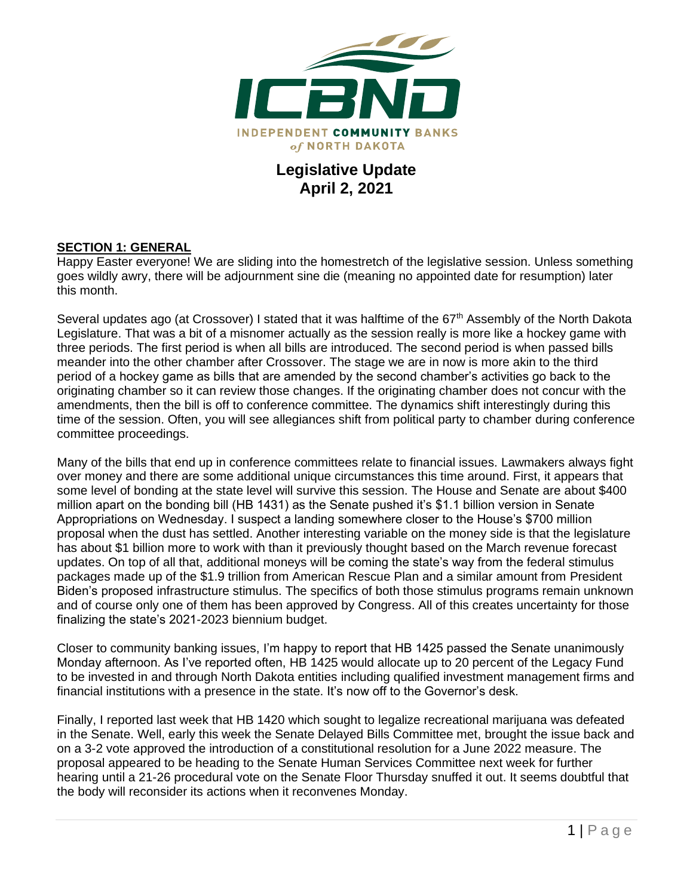ICBND
INDEPENDENT COMMUNITY BANKS
of NORTH DAKOTA

# Legislative Update
## April 2, 2021

**SECTION 1: GENERAL**

Happy Easter everyone! We are sliding into the homestretch of the legislative session. Unless something goes wildly awry, there will be adjournment sine die (meaning no appointed date for resumption) later this month.

Several updates ago (at Crossover) I stated that it was halftime of the 67th Assembly of the North Dakota Legislature. That was a bit of a misnomer actually as the session really is more like a hockey game with three periods. The first period is when all bills are introduced. The second period is when passed bills meander into the other chamber after Crossover. The stage we are in now is more akin to the third period of a hockey game as bills that are amended by the second chamber's activities go back to the originating chamber so it can review those changes. If the originating chamber does not concur with the amendments, then the bill is off to conference committee. The dynamics shift interestingly during this time of the session. Often, you will see allegiances shift from political party to chamber during conference committee proceedings.

Many of the bills that end up in conference committees relate to financial issues. Lawmakers always fight over money and there are some additional unique circumstances this time around. First, it appears that some level of bonding at the state level will survive this session. The House and Senate are about $400 million apart on the bonding bill (HB 1431) as the Senate pushed it's $1.1 billion version in Senate Appropriations on Wednesday. I suspect a landing somewhere closer to the House's $700 million proposal when the dust has settled. Another interesting variable on the money side is that the legislature has about $1 billion more to work with than it previously thought based on the March revenue forecast updates. On top of all that, additional moneys will be coming the state's way from the federal stimulus packages made up of the $1.9 trillion from American Rescue Plan and a similar amount from President Biden's proposed infrastructure stimulus. The specifics of both those stimulus programs remain unknown and of course only one of them has been approved by Congress. All of this creates uncertainty for those finalizing the state's 2021-2023 biennium budget.

Closer to community banking issues, I'm happy to report that HB 1425 passed the Senate unanimously Monday afternoon. As I've reported often, HB 1425 would allocate up to 20 percent of the Legacy Fund to be invested in and through North Dakota entities including qualified investment management firms and financial institutions with a presence in the state. It's now off to the Governor's desk.

Finally, I reported last week that HB 1420 which sought to legalize recreational marijuana was defeated in the Senate. Well, early this week the Senate Delayed Bills Committee met, brought the issue back and on a 3-2 vote approved the introduction of a constitutional resolution for a June 2022 measure. The proposal appeared to be heading to the Senate Human Services Committee next week for further hearing until a 21-26 procedural vote on the Senate Floor Thursday snuffed it out. It seems doubtful that the body will reconsider its actions when it reconvenes Monday.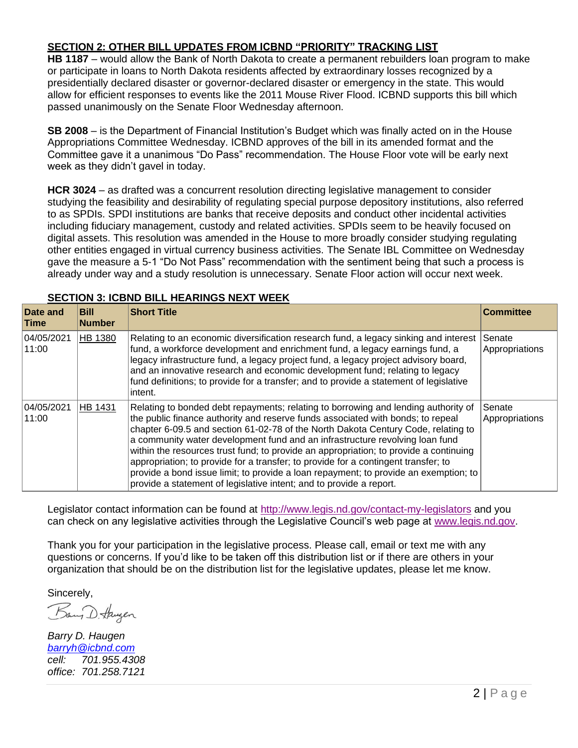## SECTION 2: OTHER BILL UPDATES FROM ICBND "PRIORITY" TRACKING LIST

**HB 1187** – would allow the Bank of North Dakota to create a permanent rebuilders loan program to make or participate in loans to North Dakota residents affected by extraordinary losses recognized by a presidentially declared disaster or governor-declared disaster or emergency in the state. This would allow for efficient responses to events like the 2011 Mouse River Flood. ICBND supports this bill which passed unanimously on the Senate Floor Wednesday afternoon.

**SB 2008** – is the Department of Financial Institution's Budget which was finally acted on in the House Appropriations Committee Wednesday. ICBND approves of the bill in its amended format and the Committee gave it a unanimous "Do Pass" recommendation. The House Floor vote will be early next week as they didn't gavel in today.

**HCR 3024** – as drafted was a concurrent resolution directing legislative management to consider studying the feasibility and desirability of regulating special purpose depository institutions, also referred to as SPDIs. SPDI institutions are banks that receive deposits and conduct other incidental activities including fiduciary management, custody and related activities. SPDIs seem to be heavily focused on digital assets. This resolution was amended in the House to more broadly consider studying regulating other entities engaged in virtual currency business activities. The Senate IBL Committee on Wednesday gave the measure a 5-1 "Do Not Pass" recommendation with the sentiment being that such a process is already under way and a study resolution is unnecessary. Senate Floor action will occur next week.

## SECTION 3: ICBND BILL HEARINGS NEXT WEEK

| Date and Time | Bill Number | Short Title | Committee |
|---|---|---|---|
| 04/05/2021 11:00 | HB 1380 | Relating to an economic diversification research fund, a legacy sinking and interest fund, a workforce development and enrichment fund, a legacy earnings fund, a legacy infrastructure fund, a legacy project fund, a legacy project advisory board, and an innovative research and economic development fund; relating to legacy fund definitions; to provide for a transfer; and to provide a statement of legislative intent. | Senate Appropriations |
| 04/05/2021 11:00 | HB 1431 | Relating to bonded debt repayments; relating to borrowing and lending authority of the public finance authority and reserve funds associated with bonds; to repeal chapter 6-09.5 and section 61-02-78 of the North Dakota Century Code, relating to a community water development fund and an infrastructure revolving loan fund within the resources trust fund; to provide an appropriation; to provide a continuing appropriation; to provide for a transfer; to provide for a contingent transfer; to provide a bond issue limit; to provide a loan repayment; to provide an exemption; to provide a statement of legislative intent; and to provide a report. | Senate Appropriations |

Legislator contact information can be found at http://www.legis.nd.gov/contact-my-legislators and you can check on any legislative activities through the Legislative Council's web page at www.legis.nd.gov.

Thank you for your participation in the legislative process. Please call, email or text me with any questions or concerns. If you'd like to be taken off this distribution list or if there are others in your organization that should be on the distribution list for the legislative updates, please let me know.

Sincerely,

*Barry D. Haugen*
*barryh@icbnd.com*
*cell: 701.955.4308*
*office: 701.258.7121*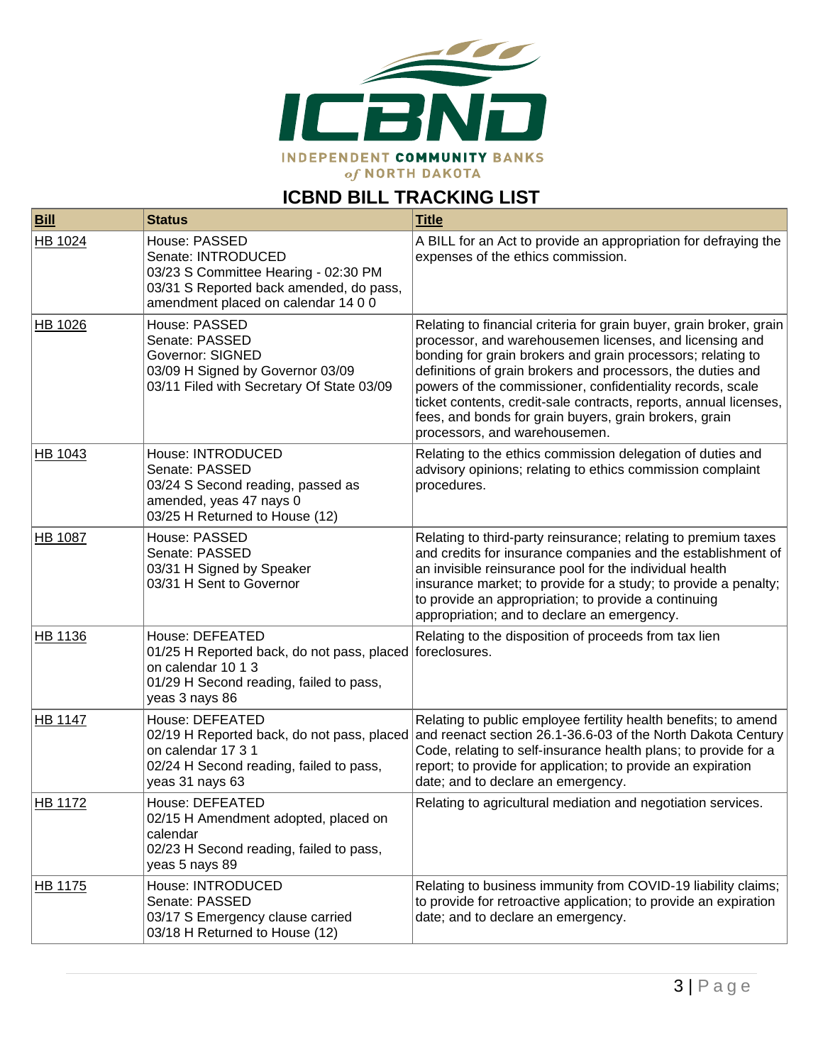INDEPENDENT COMMUNITY BANKS of NORTH DAKOTA

## ICBND BILL TRACKING LIST

| Bill | Status | Title |
|---|---|---|
| HB 1024 | House: PASSED<br>Senate: INTRODUCED<br>03/23 S Committee Hearing - 02:30 PM<br>03/31 S Reported back amended, do pass, amendment placed on calendar 14 0 0 | A BILL for an Act to provide an appropriation for defraying the expenses of the ethics commission. |
| HB 1026 | House: PASSED<br>Senate: PASSED<br>Governor: SIGNED<br>03/09 H Signed by Governor 03/09<br>03/11 Filed with Secretary Of State 03/09 | Relating to financial criteria for grain buyer, grain broker, grain processor, and warehousemen licenses, and licensing and bonding for grain brokers and grain processors; relating to definitions of grain brokers and processors, the duties and powers of the commissioner, confidentiality records, scale ticket contents, credit-sale contracts, reports, annual licenses, fees, and bonds for grain buyers, grain brokers, grain processors, and warehousemen. |
| HB 1043 | House: INTRODUCED<br>Senate: PASSED<br>03/24 S Second reading, passed as amended, yeas 47 nays 0<br>03/25 H Returned to House (12) | Relating to the ethics commission delegation of duties and advisory opinions; relating to ethics commission complaint procedures. |
| HB 1087 | House: PASSED<br>Senate: PASSED<br>03/31 H Signed by Speaker<br>03/31 H Sent to Governor | Relating to third-party reinsurance; relating to premium taxes and credits for insurance companies and the establishment of an invisible reinsurance pool for the individual health insurance market; to provide for a study; to provide a penalty; to provide an appropriation; to provide a continuing appropriation; and to declare an emergency. |
| HB 1136 | House: DEFEATED<br>01/25 H Reported back, do not pass, placed on calendar 10 1 3<br>01/29 H Second reading, failed to pass, yeas 3 nays 86 | Relating to the disposition of proceeds from tax lien foreclosures. |
| HB 1147 | House: DEFEATED<br>02/19 H Reported back, do not pass, placed on calendar 17 3 1<br>02/24 H Second reading, failed to pass, yeas 31 nays 63 | Relating to public employee fertility health benefits; to amend and reenact section 26.1-36.6-03 of the North Dakota Century Code, relating to self-insurance health plans; to provide for a report; to provide for application; to provide an expiration date; and to declare an emergency. |
| HB 1172 | House: DEFEATED<br>02/15 H Amendment adopted, placed on calendar<br>02/23 H Second reading, failed to pass, yeas 5 nays 89 | Relating to agricultural mediation and negotiation services. |
| HB 1175 | House: INTRODUCED<br>Senate: PASSED<br>03/17 S Emergency clause carried<br>03/18 H Returned to House (12) | Relating to business immunity from COVID-19 liability claims; to provide for retroactive application; to provide an expiration date; and to declare an emergency. |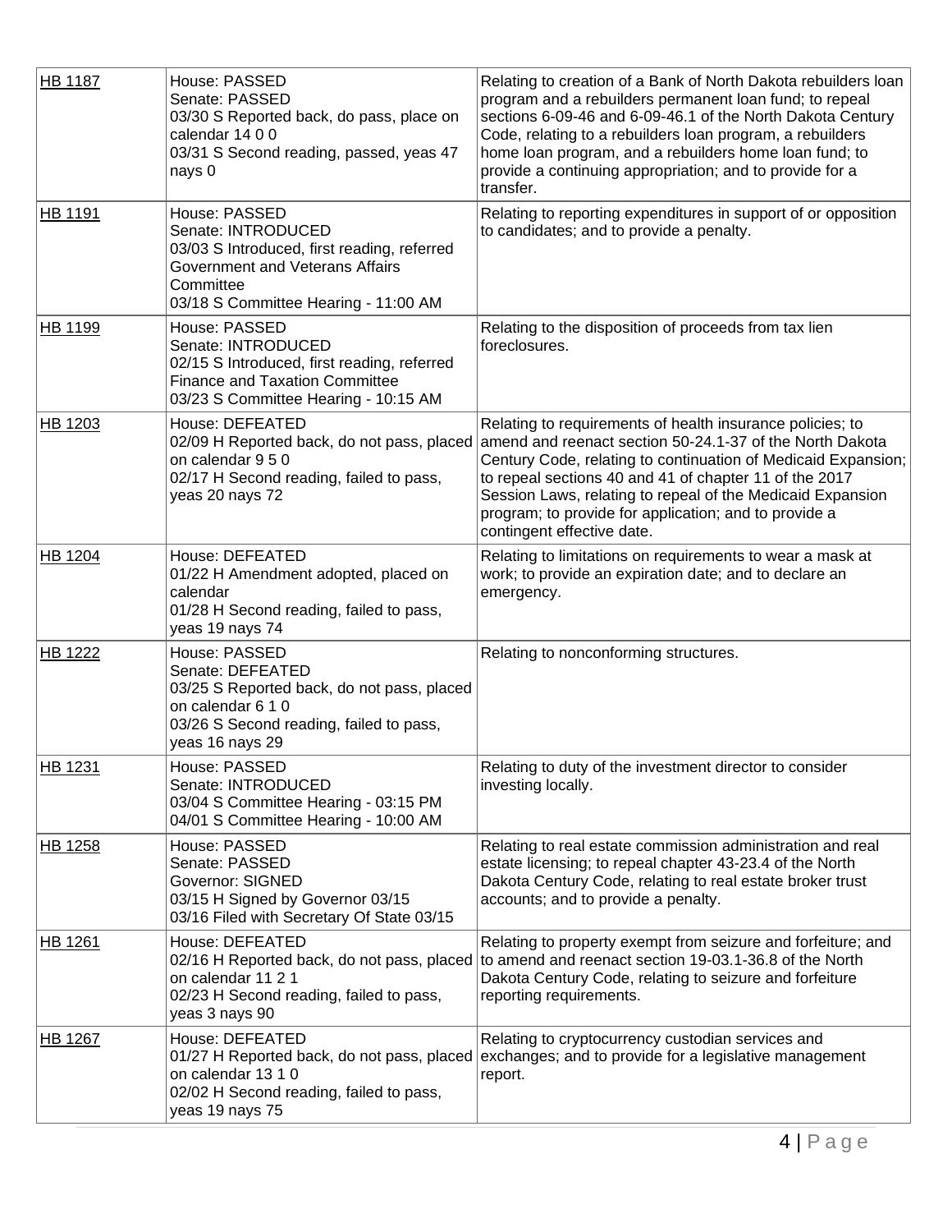| | | |
|---|---|---|
| HB 1187 | House: PASSED<br>Senate: PASSED<br>03/30 S Reported back, do pass, place on calendar 14 0 0<br>03/31 S Second reading, passed, yeas 47 nays 0 | Relating to creation of a Bank of North Dakota rebuilders loan program and a rebuilders permanent loan fund; to repeal sections 6-09-46 and 6-09-46.1 of the North Dakota Century Code, relating to a rebuilders loan program, a rebuilders home loan program, and a rebuilders home loan fund; to provide a continuing appropriation; and to provide for a transfer. |
| HB 1191 | House: PASSED<br>Senate: INTRODUCED<br>03/03 S Introduced, first reading, referred Government and Veterans Affairs Committee<br>03/18 S Committee Hearing - 11:00 AM | Relating to reporting expenditures in support of or opposition to candidates; and to provide a penalty. |
| HB 1199 | House: PASSED<br>Senate: INTRODUCED<br>02/15 S Introduced, first reading, referred Finance and Taxation Committee<br>03/23 S Committee Hearing - 10:15 AM | Relating to the disposition of proceeds from tax lien foreclosures. |
| HB 1203 | House: DEFEATED<br>02/09 H Reported back, do not pass, placed on calendar 9 5 0<br>02/17 H Second reading, failed to pass, yeas 20 nays 72 | Relating to requirements of health insurance policies; to amend and reenact section 50-24.1-37 of the North Dakota Century Code, relating to continuation of Medicaid Expansion; to repeal sections 40 and 41 of chapter 11 of the 2017 Session Laws, relating to repeal of the Medicaid Expansion program; to provide for application; and to provide a contingent effective date. |
| HB 1204 | House: DEFEATED<br>01/22 H Amendment adopted, placed on calendar<br>01/28 H Second reading, failed to pass, yeas 19 nays 74 | Relating to limitations on requirements to wear a mask at work; to provide an expiration date; and to declare an emergency. |
| HB 1222 | House: PASSED<br>Senate: DEFEATED<br>03/25 S Reported back, do not pass, placed on calendar 6 1 0<br>03/26 S Second reading, failed to pass, yeas 16 nays 29 | Relating to nonconforming structures. |
| HB 1231 | House: PASSED<br>Senate: INTRODUCED<br>03/04 S Committee Hearing - 03:15 PM<br>04/01 S Committee Hearing - 10:00 AM | Relating to duty of the investment director to consider investing locally. |
| HB 1258 | House: PASSED<br>Senate: PASSED<br>Governor: SIGNED<br>03/15 H Signed by Governor 03/15<br>03/16 Filed with Secretary Of State 03/15 | Relating to real estate commission administration and real estate licensing; to repeal chapter 43-23.4 of the North Dakota Century Code, relating to real estate broker trust accounts; and to provide a penalty. |
| HB 1261 | House: DEFEATED<br>02/16 H Reported back, do not pass, placed on calendar 11 2 1<br>02/23 H Second reading, failed to pass, yeas 3 nays 90 | Relating to property exempt from seizure and forfeiture; and to amend and reenact section 19-03.1-36.8 of the North Dakota Century Code, relating to seizure and forfeiture reporting requirements. |
| HB 1267 | House: DEFEATED<br>01/27 H Reported back, do not pass, placed on calendar 13 1 0<br>02/02 H Second reading, failed to pass, yeas 19 nays 75 | Relating to cryptocurrency custodian services and exchanges; and to provide for a legislative management report. |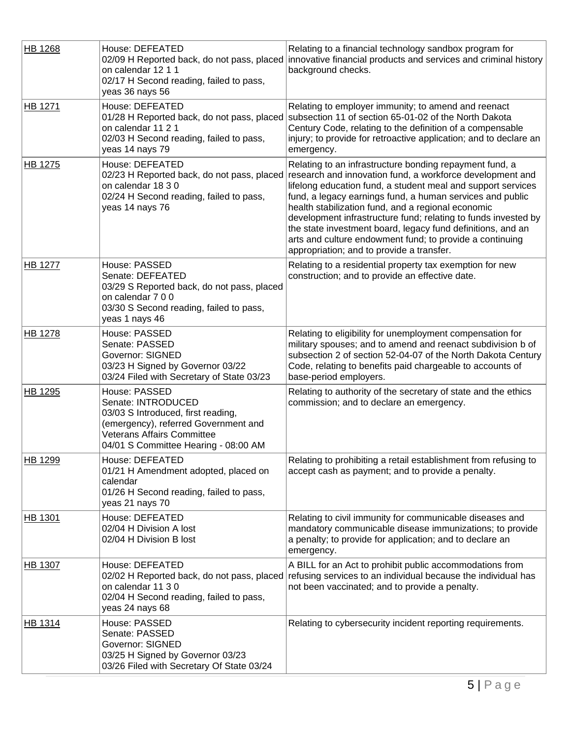| | | |
|---|---|---|
| HB 1268 | House: DEFEATED<br>02/09 H Reported back, do not pass, placed on calendar 12 1 1<br>02/17 H Second reading, failed to pass, yeas 36 nays 56 | Relating to a financial technology sandbox program for innovative financial products and services and criminal history background checks. |
| HB 1271 | House: DEFEATED<br>01/28 H Reported back, do not pass, placed on calendar 11 2 1<br>02/03 H Second reading, failed to pass, yeas 14 nays 79 | Relating to employer immunity; to amend and reenact subsection 11 of section 65-01-02 of the North Dakota Century Code, relating to the definition of a compensable injury; to provide for retroactive application; and to declare an emergency. |
| HB 1275 | House: DEFEATED<br>02/23 H Reported back, do not pass, placed on calendar 18 3 0<br>02/24 H Second reading, failed to pass, yeas 14 nays 76 | Relating to an infrastructure bonding repayment fund, a research and innovation fund, a workforce development and lifelong education fund, a student meal and support services fund, a legacy earnings fund, a human services and public health stabilization fund, and a regional economic development infrastructure fund; relating to funds invested by the state investment board, legacy fund definitions, and an arts and culture endowment fund; to provide a continuing appropriation; and to provide a transfer. |
| HB 1277 | House: PASSED<br>Senate: DEFEATED<br>03/29 S Reported back, do not pass, placed on calendar 7 0 0<br>03/30 S Second reading, failed to pass, yeas 1 nays 46 | Relating to a residential property tax exemption for new construction; and to provide an effective date. |
| HB 1278 | House: PASSED<br>Senate: PASSED<br>Governor: SIGNED<br>03/23 H Signed by Governor 03/22<br>03/24 Filed with Secretary of State 03/23 | Relating to eligibility for unemployment compensation for military spouses; and to amend and reenact subdivision b of subsection 2 of section 52-04-07 of the North Dakota Century Code, relating to benefits paid chargeable to accounts of base-period employers. |
| HB 1295 | House: PASSED<br>Senate: INTRODUCED<br>03/03 S Introduced, first reading, (emergency), referred Government and Veterans Affairs Committee<br>04/01 S Committee Hearing - 08:00 AM | Relating to authority of the secretary of state and the ethics commission; and to declare an emergency. |
| HB 1299 | House: DEFEATED<br>01/21 H Amendment adopted, placed on calendar<br>01/26 H Second reading, failed to pass, yeas 21 nays 70 | Relating to prohibiting a retail establishment from refusing to accept cash as payment; and to provide a penalty. |
| HB 1301 | House: DEFEATED<br>02/04 H Division A lost<br>02/04 H Division B lost | Relating to civil immunity for communicable diseases and mandatory communicable disease immunizations; to provide a penalty; to provide for application; and to declare an emergency. |
| HB 1307 | House: DEFEATED<br>02/02 H Reported back, do not pass, placed on calendar 11 3 0<br>02/04 H Second reading, failed to pass, yeas 24 nays 68 | A BILL for an Act to prohibit public accommodations from refusing services to an individual because the individual has not been vaccinated; and to provide a penalty. |
| HB 1314 | House: PASSED<br>Senate: PASSED<br>Governor: SIGNED<br>03/25 H Signed by Governor 03/23<br>03/26 Filed with Secretary Of State 03/24 | Relating to cybersecurity incident reporting requirements. |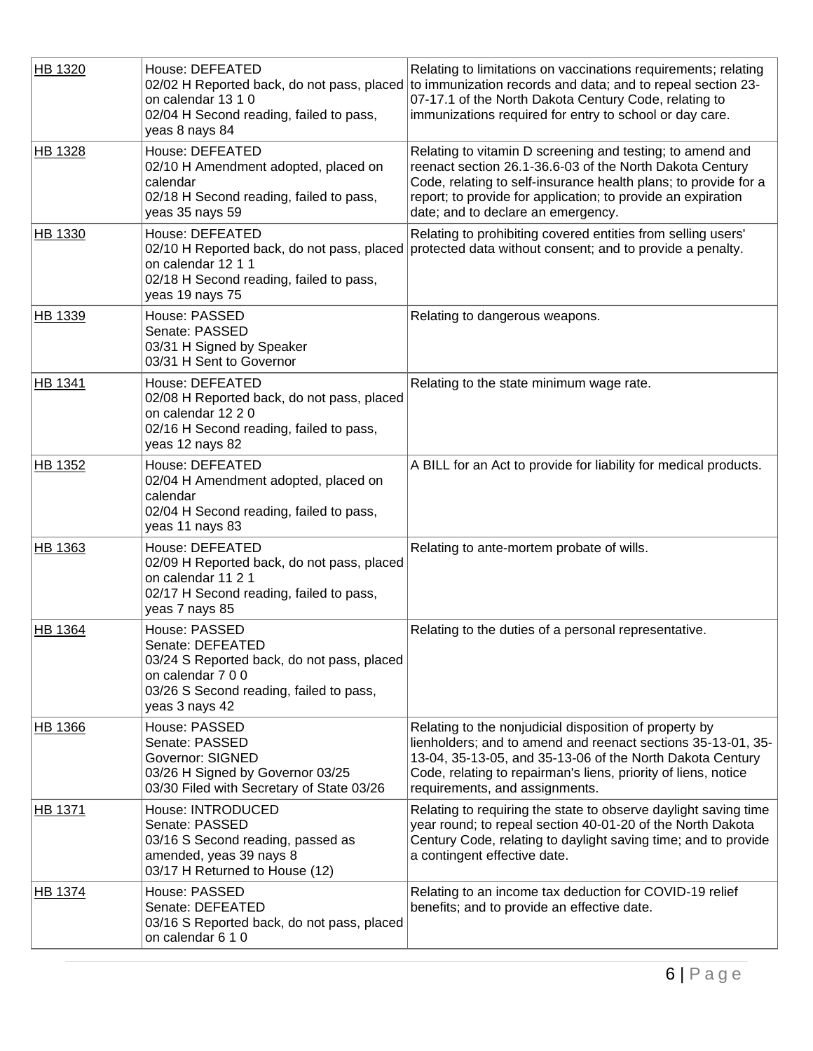| HB 1320 | House: DEFEATED<br>02/02 H Reported back, do not pass, placed on calendar 13 1 0<br>02/04 H Second reading, failed to pass, yeas 8 nays 84 | Relating to limitations on vaccinations requirements; relating to immunization records and data; and to repeal section 23-07-17.1 of the North Dakota Century Code, relating to immunizations required for entry to school or day care. |
|---|---|---|
| HB 1328 | House: DEFEATED<br>02/10 H Amendment adopted, placed on calendar<br>02/18 H Second reading, failed to pass, yeas 35 nays 59 | Relating to vitamin D screening and testing; to amend and reenact section 26.1-36.6-03 of the North Dakota Century Code, relating to self-insurance health plans; to provide for a report; to provide for application; to provide an expiration date; and to declare an emergency. |
| HB 1330 | House: DEFEATED<br>02/10 H Reported back, do not pass, placed on calendar 12 1 1<br>02/18 H Second reading, failed to pass, yeas 19 nays 75 | Relating to prohibiting covered entities from selling users' protected data without consent; and to provide a penalty. |
| HB 1339 | House: PASSED<br>Senate: PASSED<br>03/31 H Signed by Speaker<br>03/31 H Sent to Governor | Relating to dangerous weapons. |
| HB 1341 | House: DEFEATED<br>02/08 H Reported back, do not pass, placed on calendar 12 2 0<br>02/16 H Second reading, failed to pass, yeas 12 nays 82 | Relating to the state minimum wage rate. |
| HB 1352 | House: DEFEATED<br>02/04 H Amendment adopted, placed on calendar<br>02/04 H Second reading, failed to pass, yeas 11 nays 83 | A BILL for an Act to provide for liability for medical products. |
| HB 1363 | House: DEFEATED<br>02/09 H Reported back, do not pass, placed on calendar 11 2 1<br>02/17 H Second reading, failed to pass, yeas 7 nays 85 | Relating to ante-mortem probate of wills. |
| HB 1364 | House: PASSED<br>Senate: DEFEATED<br>03/24 S Reported back, do not pass, placed on calendar 7 0 0<br>03/26 S Second reading, failed to pass, yeas 3 nays 42 | Relating to the duties of a personal representative. |
| HB 1366 | House: PASSED<br>Senate: PASSED<br>Governor: SIGNED<br>03/26 H Signed by Governor 03/25<br>03/30 Filed with Secretary of State 03/26 | Relating to the nonjudicial disposition of property by lienholders; and to amend and reenact sections 35-13-01, 35-13-04, 35-13-05, and 35-13-06 of the North Dakota Century Code, relating to repairman's liens, priority of liens, notice requirements, and assignments. |
| HB 1371 | House: INTRODUCED<br>Senate: PASSED<br>03/16 S Second reading, passed as amended, yeas 39 nays 8<br>03/17 H Returned to House (12) | Relating to requiring the state to observe daylight saving time year round; to repeal section 40-01-20 of the North Dakota Century Code, relating to daylight saving time; and to provide a contingent effective date. |
| HB 1374 | House: PASSED<br>Senate: DEFEATED<br>03/16 S Reported back, do not pass, placed on calendar 6 1 0 | Relating to an income tax deduction for COVID-19 relief benefits; and to provide an effective date. |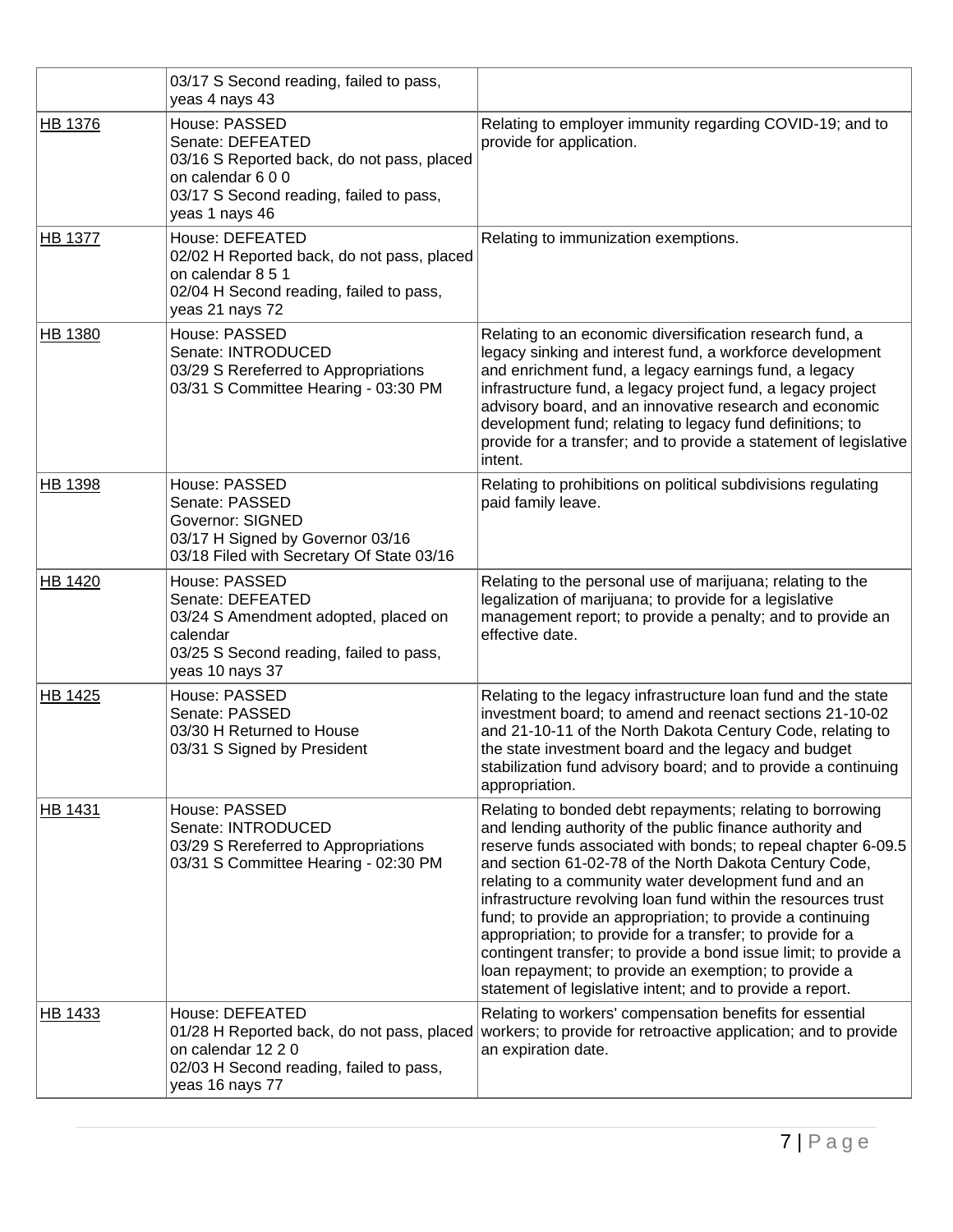| | | |
|---|---|---|
| | 03/17 S Second reading, failed to pass, yeas 4 nays 43 | |
| HB 1376 | House: PASSED<br>Senate: DEFEATED<br>03/16 S Reported back, do not pass, placed on calendar 6 0 0<br>03/17 S Second reading, failed to pass, yeas 1 nays 46 | Relating to employer immunity regarding COVID-19; and to provide for application. |
| HB 1377 | House: DEFEATED<br>02/02 H Reported back, do not pass, placed on calendar 8 5 1<br>02/04 H Second reading, failed to pass, yeas 21 nays 72 | Relating to immunization exemptions. |
| HB 1380 | House: PASSED<br>Senate: INTRODUCED<br>03/29 S Rereferred to Appropriations<br>03/31 S Committee Hearing - 03:30 PM | Relating to an economic diversification research fund, a legacy sinking and interest fund, a workforce development and enrichment fund, a legacy earnings fund, a legacy infrastructure fund, a legacy project fund, a legacy project advisory board, and an innovative research and economic development fund; relating to legacy fund definitions; to provide for a transfer; and to provide a statement of legislative intent. |
| HB 1398 | House: PASSED<br>Senate: PASSED<br>Governor: SIGNED<br>03/17 H Signed by Governor 03/16<br>03/18 Filed with Secretary Of State 03/16 | Relating to prohibitions on political subdivisions regulating paid family leave. |
| HB 1420 | House: PASSED<br>Senate: DEFEATED<br>03/24 S Amendment adopted, placed on calendar<br>03/25 S Second reading, failed to pass, yeas 10 nays 37 | Relating to the personal use of marijuana; relating to the legalization of marijuana; to provide for a legislative management report; to provide a penalty; and to provide an effective date. |
| HB 1425 | House: PASSED<br>Senate: PASSED<br>03/30 H Returned to House<br>03/31 S Signed by President | Relating to the legacy infrastructure loan fund and the state investment board; to amend and reenact sections 21-10-02 and 21-10-11 of the North Dakota Century Code, relating to the state investment board and the legacy and budget stabilization fund advisory board; and to provide a continuing appropriation. |
| HB 1431 | House: PASSED<br>Senate: INTRODUCED<br>03/29 S Rereferred to Appropriations<br>03/31 S Committee Hearing - 02:30 PM | Relating to bonded debt repayments; relating to borrowing and lending authority of the public finance authority and reserve funds associated with bonds; to repeal chapter 6-09.5 and section 61-02-78 of the North Dakota Century Code, relating to a community water development fund and an infrastructure revolving loan fund within the resources trust fund; to provide an appropriation; to provide a continuing appropriation; to provide for a transfer; to provide for a contingent transfer; to provide a bond issue limit; to provide a loan repayment; to provide an exemption; to provide a statement of legislative intent; and to provide a report. |
| HB 1433 | House: DEFEATED<br>01/28 H Reported back, do not pass, placed on calendar 12 2 0<br>02/03 H Second reading, failed to pass, yeas 16 nays 77 | Relating to workers' compensation benefits for essential workers; to provide for retroactive application; and to provide an expiration date. |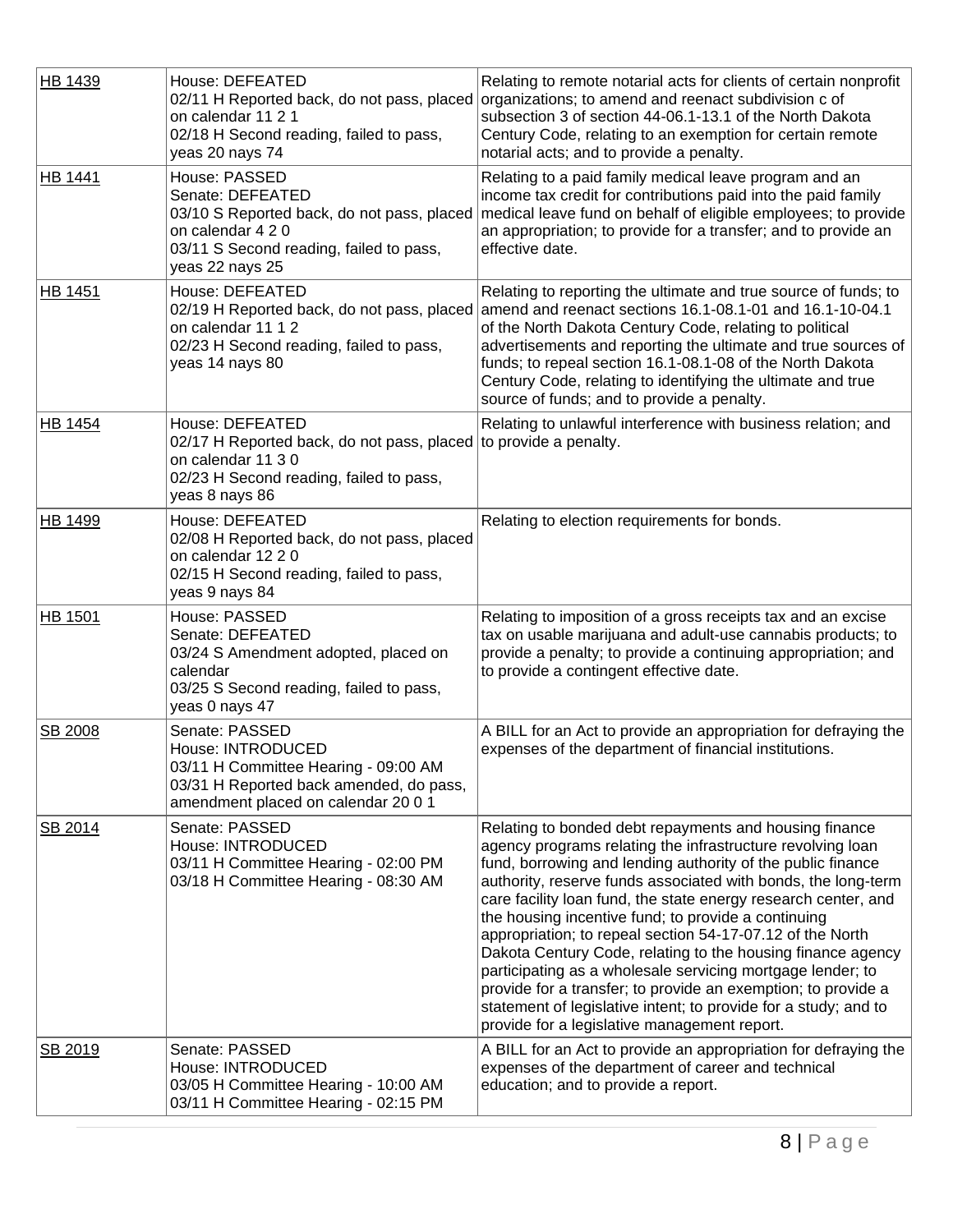| | | |
|---|---|---|
| HB 1439 | House: DEFEATED<br>02/11 H Reported back, do not pass, placed on calendar 11 2 1<br>02/18 H Second reading, failed to pass, yeas 20 nays 74 | Relating to remote notarial acts for clients of certain nonprofit organizations; to amend and reenact subdivision c of subsection 3 of section 44-06.1-13.1 of the North Dakota Century Code, relating to an exemption for certain remote notarial acts; and to provide a penalty. |
| HB 1441 | House: PASSED<br>Senate: DEFEATED<br>03/10 S Reported back, do not pass, placed on calendar 4 2 0<br>03/11 S Second reading, failed to pass, yeas 22 nays 25 | Relating to a paid family medical leave program and an income tax credit for contributions paid into the paid family medical leave fund on behalf of eligible employees; to provide an appropriation; to provide for a transfer; and to provide an effective date. |
| HB 1451 | House: DEFEATED<br>02/19 H Reported back, do not pass, placed on calendar 11 1 2<br>02/23 H Second reading, failed to pass, yeas 14 nays 80 | Relating to reporting the ultimate and true source of funds; to amend and reenact sections 16.1-08.1-01 and 16.1-10-04.1 of the North Dakota Century Code, relating to political advertisements and reporting the ultimate and true sources of funds; to repeal section 16.1-08.1-08 of the North Dakota Century Code, relating to identifying the ultimate and true source of funds; and to provide a penalty. |
| HB 1454 | House: DEFEATED<br>02/17 H Reported back, do not pass, placed on calendar 11 3 0<br>02/23 H Second reading, failed to pass, yeas 8 nays 86 | Relating to unlawful interference with business relation; and to provide a penalty. |
| HB 1499 | House: DEFEATED<br>02/08 H Reported back, do not pass, placed on calendar 12 2 0<br>02/15 H Second reading, failed to pass, yeas 9 nays 84 | Relating to election requirements for bonds. |
| HB 1501 | House: PASSED<br>Senate: DEFEATED<br>03/24 S Amendment adopted, placed on calendar<br>03/25 S Second reading, failed to pass, yeas 0 nays 47 | Relating to imposition of a gross receipts tax and an excise tax on usable marijuana and adult-use cannabis products; to provide a penalty; to provide a continuing appropriation; and to provide a contingent effective date. |
| SB 2008 | Senate: PASSED<br>House: INTRODUCED<br>03/11 H Committee Hearing - 09:00 AM<br>03/31 H Reported back amended, do pass, amendment placed on calendar 20 0 1 | A BILL for an Act to provide an appropriation for defraying the expenses of the department of financial institutions. |
| SB 2014 | Senate: PASSED<br>House: INTRODUCED<br>03/11 H Committee Hearing - 02:00 PM<br>03/18 H Committee Hearing - 08:30 AM | Relating to bonded debt repayments and housing finance agency programs relating the infrastructure revolving loan fund, borrowing and lending authority of the public finance authority, reserve funds associated with bonds, the long-term care facility loan fund, the state energy research center, and the housing incentive fund; to provide a continuing appropriation; to repeal section 54-17-07.12 of the North Dakota Century Code, relating to the housing finance agency participating as a wholesale servicing mortgage lender; to provide for a transfer; to provide an exemption; to provide a statement of legislative intent; to provide for a study; and to provide for a legislative management report. |
| SB 2019 | Senate: PASSED<br>House: INTRODUCED<br>03/05 H Committee Hearing - 10:00 AM<br>03/11 H Committee Hearing - 02:15 PM | A BILL for an Act to provide an appropriation for defraying the expenses of the department of career and technical education; and to provide a report. |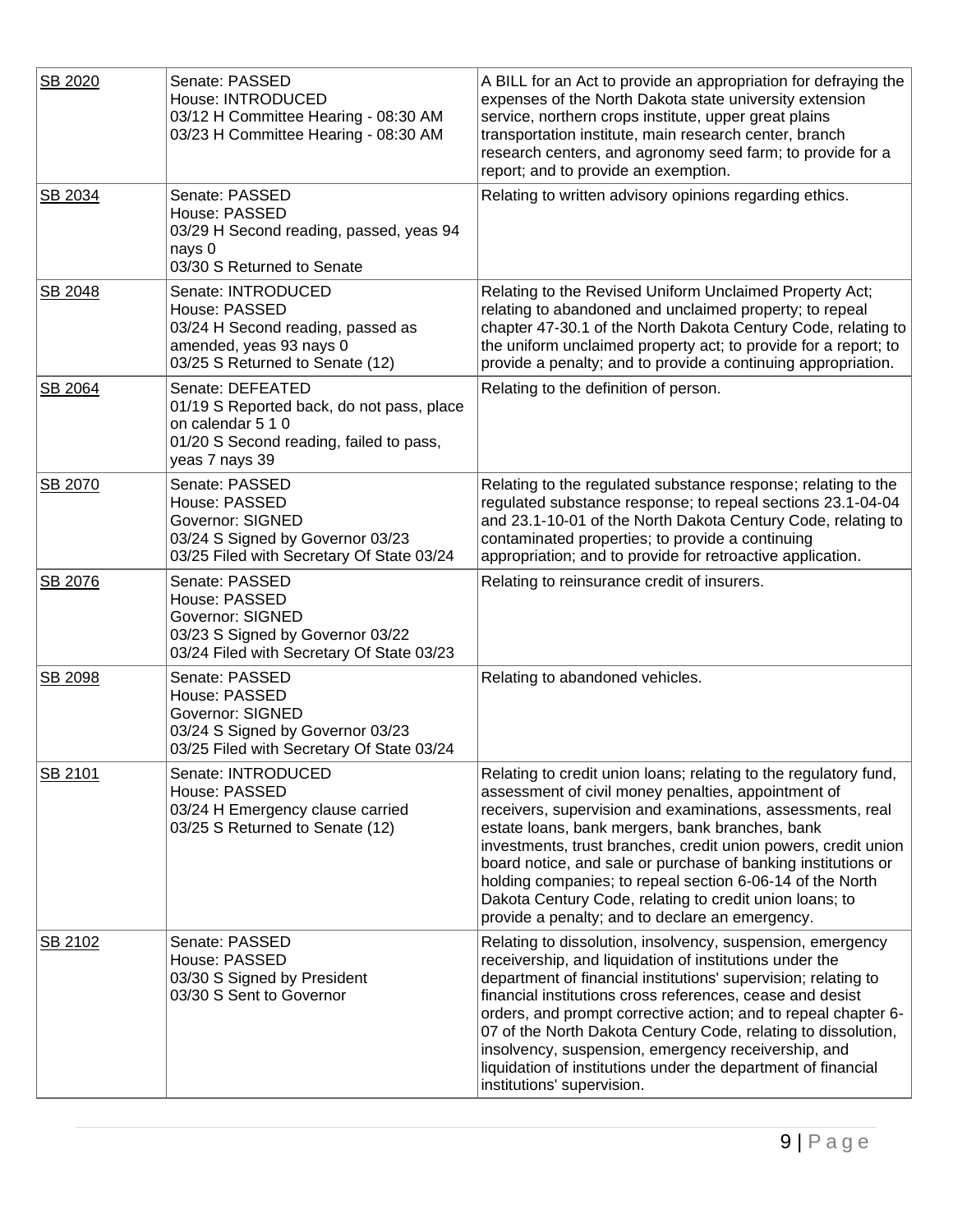| SB 2020 | Senate: PASSED<br>House: INTRODUCED<br>03/12 H Committee Hearing - 08:30 AM<br>03/23 H Committee Hearing - 08:30 AM | A BILL for an Act to provide an appropriation for defraying the expenses of the North Dakota state university extension service, northern crops institute, upper great plains transportation institute, main research center, branch research centers, and agronomy seed farm; to provide for a report; and to provide an exemption. |
|---|---|---|
| SB 2034 | Senate: PASSED<br>House: PASSED<br>03/29 H Second reading, passed, yeas 94 nays 0<br>03/30 S Returned to Senate | Relating to written advisory opinions regarding ethics. |
| SB 2048 | Senate: INTRODUCED<br>House: PASSED<br>03/24 H Second reading, passed as amended, yeas 93 nays 0<br>03/25 S Returned to Senate (12) | Relating to the Revised Uniform Unclaimed Property Act; relating to abandoned and unclaimed property; to repeal chapter 47-30.1 of the North Dakota Century Code, relating to the uniform unclaimed property act; to provide for a report; to provide a penalty; and to provide a continuing appropriation. |
| SB 2064 | Senate: DEFEATED<br>01/19 S Reported back, do not pass, place on calendar 5 1 0<br>01/20 S Second reading, failed to pass, yeas 7 nays 39 | Relating to the definition of person. |
| SB 2070 | Senate: PASSED<br>House: PASSED<br>Governor: SIGNED<br>03/24 S Signed by Governor 03/23<br>03/25 Filed with Secretary Of State 03/24 | Relating to the regulated substance response; relating to the regulated substance response; to repeal sections 23.1-04-04 and 23.1-10-01 of the North Dakota Century Code, relating to contaminated properties; to provide a continuing appropriation; and to provide for retroactive application. |
| SB 2076 | Senate: PASSED<br>House: PASSED<br>Governor: SIGNED<br>03/23 S Signed by Governor 03/22<br>03/24 Filed with Secretary Of State 03/23 | Relating to reinsurance credit of insurers. |
| SB 2098 | Senate: PASSED<br>House: PASSED<br>Governor: SIGNED<br>03/24 S Signed by Governor 03/23<br>03/25 Filed with Secretary Of State 03/24 | Relating to abandoned vehicles. |
| SB 2101 | Senate: INTRODUCED<br>House: PASSED<br>03/24 H Emergency clause carried<br>03/25 S Returned to Senate (12) | Relating to credit union loans; relating to the regulatory fund, assessment of civil money penalties, appointment of receivers, supervision and examinations, assessments, real estate loans, bank mergers, bank branches, bank investments, trust branches, credit union powers, credit union board notice, and sale or purchase of banking institutions or holding companies; to repeal section 6-06-14 of the North Dakota Century Code, relating to credit union loans; to provide a penalty; and to declare an emergency. |
| SB 2102 | Senate: PASSED<br>House: PASSED<br>03/30 S Signed by President<br>03/30 S Sent to Governor | Relating to dissolution, insolvency, suspension, emergency receivership, and liquidation of institutions under the department of financial institutions' supervision; relating to financial institutions cross references, cease and desist orders, and prompt corrective action; and to repeal chapter 6-07 of the North Dakota Century Code, relating to dissolution, insolvency, suspension, emergency receivership, and liquidation of institutions under the department of financial institutions' supervision. |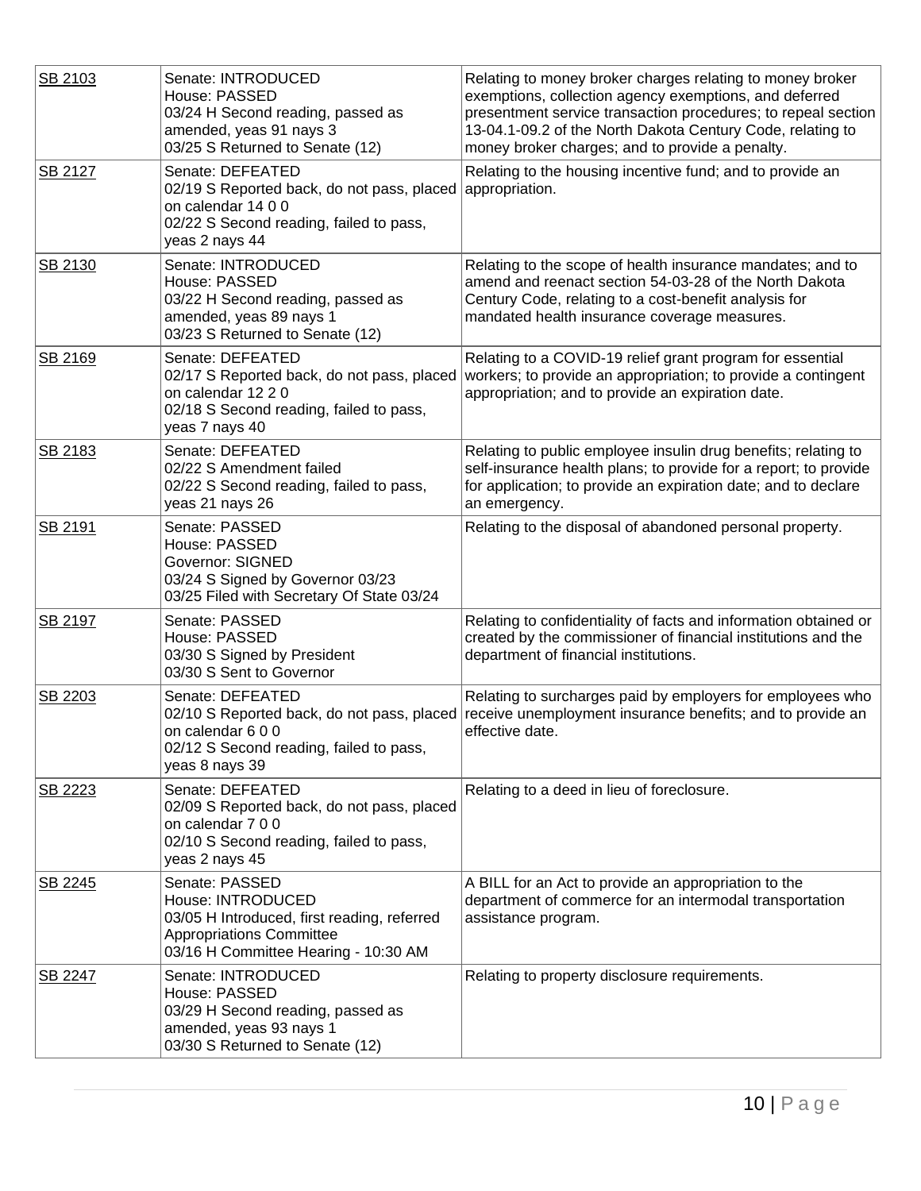| | | |
|---|---|---|
| SB 2103 | Senate: INTRODUCED<br>House: PASSED<br>03/24 H Second reading, passed as amended, yeas 91 nays 3<br>03/25 S Returned to Senate (12) | Relating to money broker charges relating to money broker exemptions, collection agency exemptions, and deferred presentment service transaction procedures; to repeal section 13-04.1-09.2 of the North Dakota Century Code, relating to money broker charges; and to provide a penalty. |
| SB 2127 | Senate: DEFEATED<br>02/19 S Reported back, do not pass, placed on calendar 14 0 0<br>02/22 S Second reading, failed to pass, yeas 2 nays 44 | Relating to the housing incentive fund; and to provide an appropriation. |
| SB 2130 | Senate: INTRODUCED<br>House: PASSED<br>03/22 H Second reading, passed as amended, yeas 89 nays 1<br>03/23 S Returned to Senate (12) | Relating to the scope of health insurance mandates; and to amend and reenact section 54-03-28 of the North Dakota Century Code, relating to a cost-benefit analysis for mandated health insurance coverage measures. |
| SB 2169 | Senate: DEFEATED<br>02/17 S Reported back, do not pass, placed on calendar 12 2 0<br>02/18 S Second reading, failed to pass, yeas 7 nays 40 | Relating to a COVID-19 relief grant program for essential workers; to provide an appropriation; to provide a contingent appropriation; and to provide an expiration date. |
| SB 2183 | Senate: DEFEATED<br>02/22 S Amendment failed<br>02/22 S Second reading, failed to pass, yeas 21 nays 26 | Relating to public employee insulin drug benefits; relating to self-insurance health plans; to provide for a report; to provide for application; to provide an expiration date; and to declare an emergency. |
| SB 2191 | Senate: PASSED<br>House: PASSED<br>Governor: SIGNED<br>03/24 S Signed by Governor 03/23<br>03/25 Filed with Secretary Of State 03/24 | Relating to the disposal of abandoned personal property. |
| SB 2197 | Senate: PASSED<br>House: PASSED<br>03/30 S Signed by President<br>03/30 S Sent to Governor | Relating to confidentiality of facts and information obtained or created by the commissioner of financial institutions and the department of financial institutions. |
| SB 2203 | Senate: DEFEATED<br>02/10 S Reported back, do not pass, placed on calendar 6 0 0<br>02/12 S Second reading, failed to pass, yeas 8 nays 39 | Relating to surcharges paid by employers for employees who receive unemployment insurance benefits; and to provide an effective date. |
| SB 2223 | Senate: DEFEATED<br>02/09 S Reported back, do not pass, placed on calendar 7 0 0<br>02/10 S Second reading, failed to pass, yeas 2 nays 45 | Relating to a deed in lieu of foreclosure. |
| SB 2245 | Senate: PASSED<br>House: INTRODUCED<br>03/05 H Introduced, first reading, referred Appropriations Committee<br>03/16 H Committee Hearing - 10:30 AM | A BILL for an Act to provide an appropriation to the department of commerce for an intermodal transportation assistance program. |
| SB 2247 | Senate: INTRODUCED<br>House: PASSED<br>03/29 H Second reading, passed as amended, yeas 93 nays 1<br>03/30 S Returned to Senate (12) | Relating to property disclosure requirements. |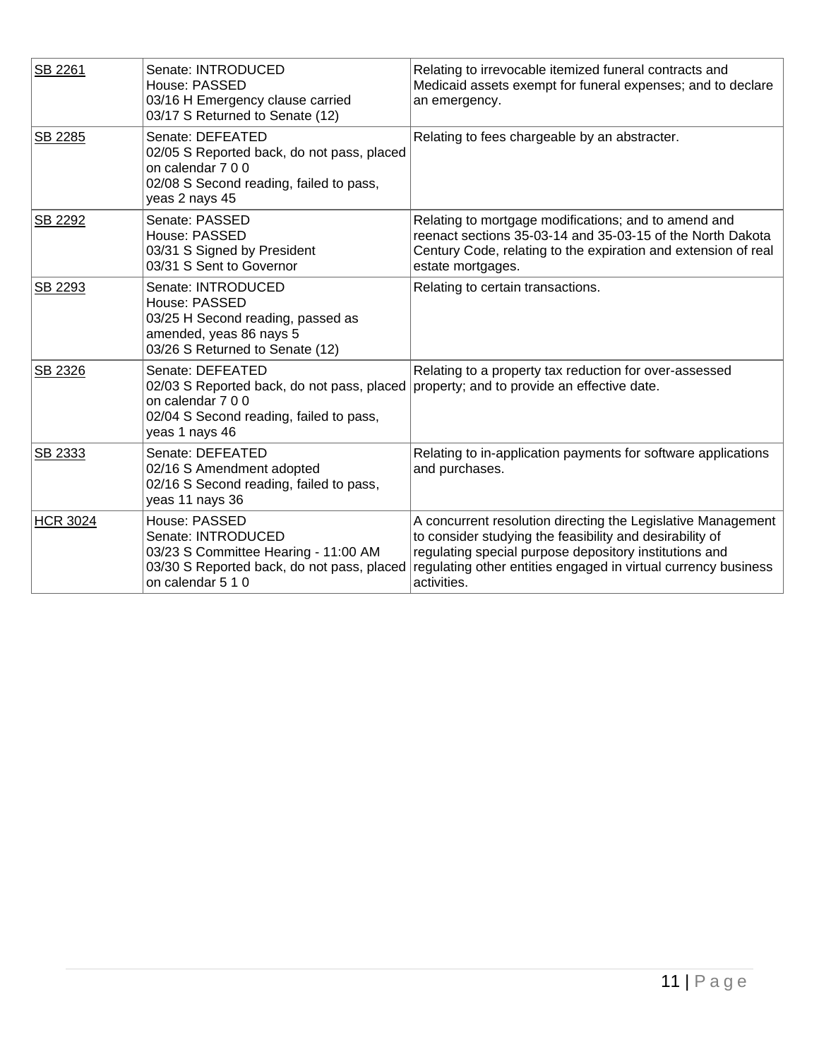| | | |
|---|---|---|
| SB 2261 | Senate: INTRODUCED<br>House: PASSED<br>03/16 H Emergency clause carried<br>03/17 S Returned to Senate (12) | Relating to irrevocable itemized funeral contracts and Medicaid assets exempt for funeral expenses; and to declare an emergency. |
| SB 2285 | Senate: DEFEATED<br>02/05 S Reported back, do not pass, placed on calendar 7 0 0<br>02/08 S Second reading, failed to pass, yeas 2 nays 45 | Relating to fees chargeable by an abstracter. |
| SB 2292 | Senate: PASSED<br>House: PASSED<br>03/31 S Signed by President<br>03/31 S Sent to Governor | Relating to mortgage modifications; and to amend and reenact sections 35-03-14 and 35-03-15 of the North Dakota Century Code, relating to the expiration and extension of real estate mortgages. |
| SB 2293 | Senate: INTRODUCED<br>House: PASSED<br>03/25 H Second reading, passed as amended, yeas 86 nays 5<br>03/26 S Returned to Senate (12) | Relating to certain transactions. |
| SB 2326 | Senate: DEFEATED<br>02/03 S Reported back, do not pass, placed on calendar 7 0 0<br>02/04 S Second reading, failed to pass, yeas 1 nays 46 | Relating to a property tax reduction for over-assessed property; and to provide an effective date. |
| SB 2333 | Senate: DEFEATED<br>02/16 S Amendment adopted<br>02/16 S Second reading, failed to pass, yeas 11 nays 36 | Relating to in-application payments for software applications and purchases. |
| HCR 3024 | House: PASSED<br>Senate: INTRODUCED<br>03/23 S Committee Hearing - 11:00 AM<br>03/30 S Reported back, do not pass, placed on calendar 5 1 0 | A concurrent resolution directing the Legislative Management to consider studying the feasibility and desirability of regulating special purpose depository institutions and regulating other entities engaged in virtual currency business activities. |